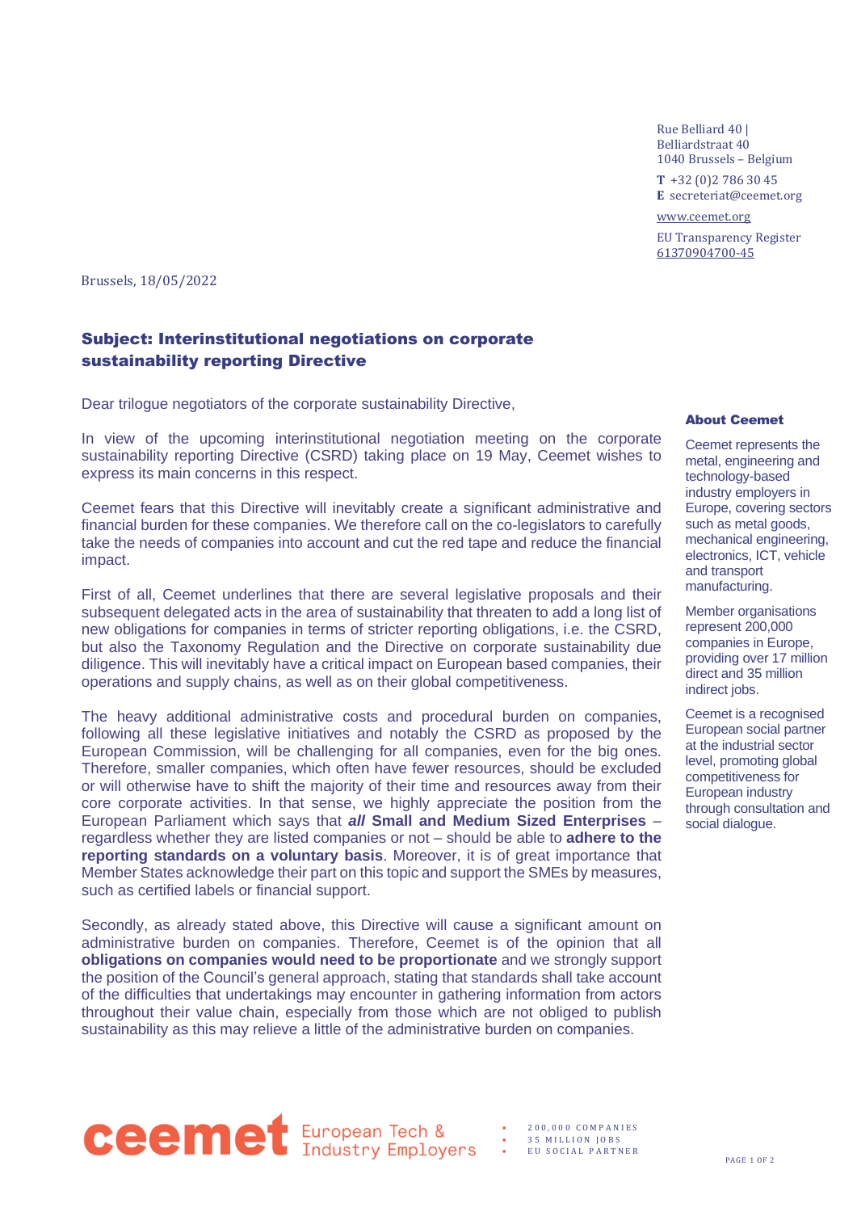Rue Belliard 40 |
Belliardstraat 40
1040 Brussels – Belgium

**T** +32 (0)2 786 30 45
**E** secreteriat@ceemet.org

www.ceemet.org

EU Transparency Register
61370904700-45

Brussels, 18/05/2022

## Subject: Interinstitutional negotiations on corporate sustainability reporting Directive

Dear trilogue negotiators of the corporate sustainability Directive,

In view of the upcoming interinstitutional negotiation meeting on the corporate sustainability reporting Directive (CSRD) taking place on 19 May, Ceemet wishes to express its main concerns in this respect.

Ceemet fears that this Directive will inevitably create a significant administrative and financial burden for these companies. We therefore call on the co-legislators to carefully take the needs of companies into account and cut the red tape and reduce the financial impact.

First of all, Ceemet underlines that there are several legislative proposals and their subsequent delegated acts in the area of sustainability that threaten to add a long list of new obligations for companies in terms of stricter reporting obligations, i.e. the CSRD, but also the Taxonomy Regulation and the Directive on corporate sustainability due diligence. This will inevitably have a critical impact on European based companies, their operations and supply chains, as well as on their global competitiveness.

The heavy additional administrative costs and procedural burden on companies, following all these legislative initiatives and notably the CSRD as proposed by the European Commission, will be challenging for all companies, even for the big ones. Therefore, smaller companies, which often have fewer resources, should be excluded or will otherwise have to shift the majority of their time and resources away from their core corporate activities. In that sense, we highly appreciate the position from the European Parliament which says that ***all*** **Small and Medium Sized Enterprises** – regardless whether they are listed companies or not – should be able to **adhere to the reporting standards on a voluntary basis**. Moreover, it is of great importance that Member States acknowledge their part on this topic and support the SMEs by measures, such as certified labels or financial support.

Secondly, as already stated above, this Directive will cause a significant amount on administrative burden on companies. Therefore, Ceemet is of the opinion that all **obligations on companies would need to be proportionate** and we strongly support the position of the Council's general approach, stating that standards shall take account of the difficulties that undertakings may encounter in gathering information from actors throughout their value chain, especially from those which are not obliged to publish sustainability as this may relieve a little of the administrative burden on companies.

### About Ceemet

Ceemet represents the metal, engineering and technology-based industry employers in Europe, covering sectors such as metal goods, mechanical engineering, electronics, ICT, vehicle and transport manufacturing.

Member organisations represent 200,000 companies in Europe, providing over 17 million direct and 35 million indirect jobs.

Ceemet is a recognised European social partner at the industrial sector level, promoting global competitiveness for European industry through consultation and social dialogue.

ceemet European Tech & Industry Employers

- 200,000 COMPANIES
- 35 MILLION JOBS
- EU SOCIAL PARTNER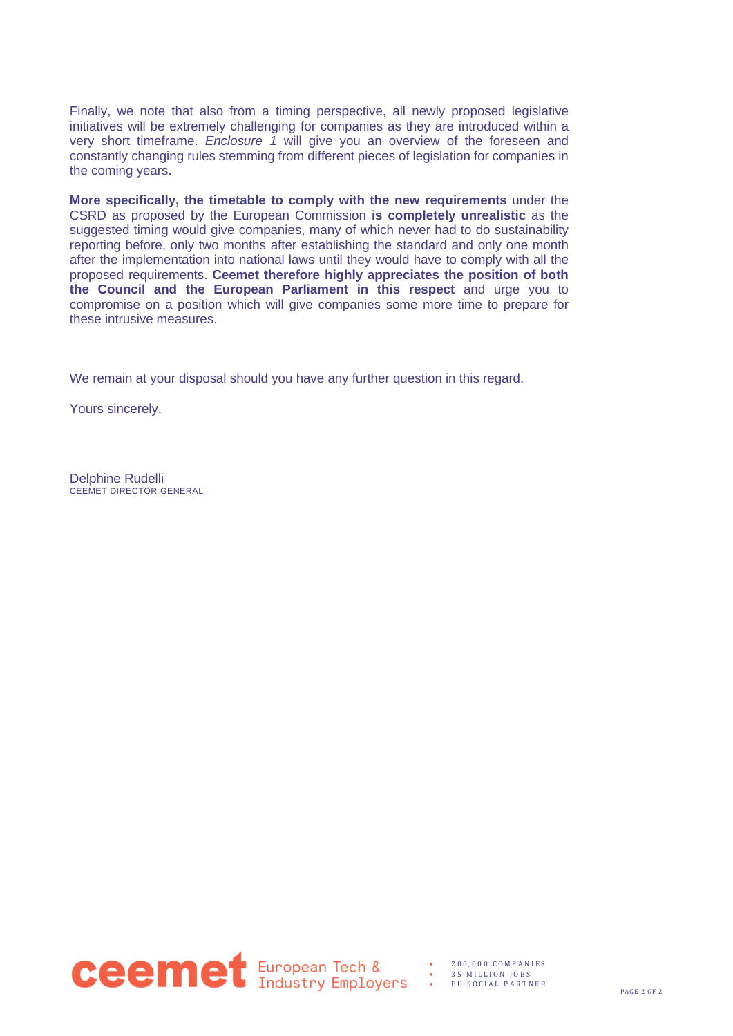Finally, we note that also from a timing perspective, all newly proposed legislative initiatives will be extremely challenging for companies as they are introduced within a very short timeframe. *Enclosure 1* will give you an overview of the foreseen and constantly changing rules stemming from different pieces of legislation for companies in the coming years.

**More specifically, the timetable to comply with the new requirements** under the CSRD as proposed by the European Commission **is completely unrealistic** as the suggested timing would give companies, many of which never had to do sustainability reporting before, only two months after establishing the standard and only one month after the implementation into national laws until they would have to comply with all the proposed requirements. **Ceemet therefore highly appreciates the position of both the Council and the European Parliament in this respect** and urge you to compromise on a position which will give companies some more time to prepare for these intrusive measures.

We remain at your disposal should you have any further question in this regard.

Yours sincerely,

Delphine Rudelli
CEEMET DIRECTOR GENERAL